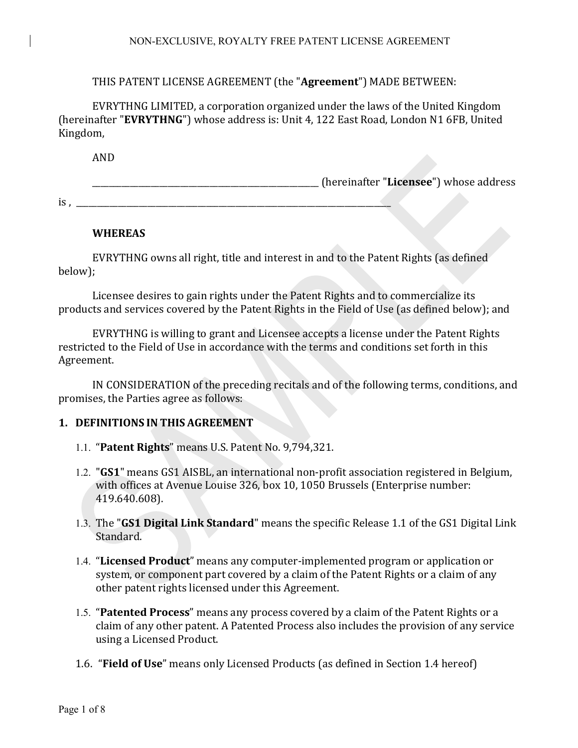# NON-EXCLUSIVE, ROYALTY FREE PATENT LICENSE AGREEMENT

THIS PATENT LICENSE AGREEMENT (the "**Agreement**") MADE BETWEEN:

EVRYTHNG LIMITED, a corporation organized under the laws of the United Kingdom (hereinafter "**EVRYTHNG**") whose address is: Unit 4, 122 East Road, London N1 6FB, United Kingdom,

AND

\_\_\_\_\_\_\_\_\_\_\_\_\_\_\_\_\_\_\_\_\_\_\_\_\_\_\_\_\_\_\_\_\_\_\_\_\_\_\_\_\_\_\_\_\_\_\_\_ (hereinafter "**Licensee**") whose address is , \_\_\_\_\_\_\_\_\_\_\_\_\_\_\_\_\_\_\_\_\_\_\_\_\_\_\_\_\_\_\_\_\_\_\_\_\_\_\_\_\_\_\_\_\_\_\_\_\_\_\_\_\_\_\_\_\_\_\_\_\_\_\_\_\_\_\_\_\_\_\_\_\_\_

**WHEREAS**

EVRYTHNG owns all right, title and interest in and to the Patent Rights (as defined below);

Licensee desires to gain rights under the Patent Rights and to commercialize its products and services covered by the Patent Rights in the Field of Use (as defined below); and

EVRYTHNG is willing to grant and Licensee accepts a license under the Patent Rights restricted to the Field of Use in accordance with the terms and conditions set forth in this Agreement.

IN CONSIDERATION of the preceding recitals and of the following terms, conditions, and promises, the Parties agree as follows:

## 1. DEFINITIONS IN THIS AGREEMENT

1.1. "**Patent Rights**" means U.S. Patent No. 9,794,321.

1.2. "**GS1**" means GS1 AISBL, an international non-profit association registered in Belgium, with offices at Avenue Louise 326, box 10, 1050 Brussels (Enterprise number: 419.640.608).

1.3. The "**GS1 Digital Link Standard**" means the specific Release 1.1 of the GS1 Digital Link Standard.

1.4. "**Licensed Product**" means any computer-implemented program or application or system, or component part covered by a claim of the Patent Rights or a claim of any other patent rights licensed under this Agreement.

1.5. "**Patented Process**" means any process covered by a claim of the Patent Rights or a claim of any other patent. A Patented Process also includes the provision of any service using a Licensed Product.

1.6. "**Field of Use**" means only Licensed Products (as defined in Section 1.4 hereof)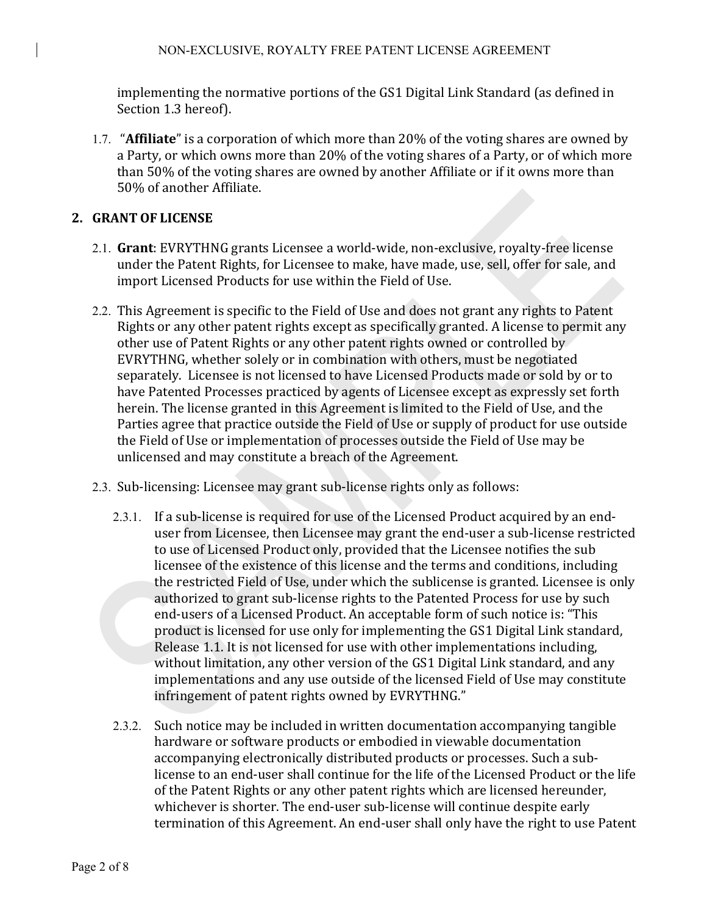implementing the normative portions of the GS1 Digital Link Standard (as defined in Section 1.3 hereof).

1.7. "**Affiliate**" is a corporation of which more than 20% of the voting shares are owned by a Party, or which owns more than 20% of the voting shares of a Party, or of which more than 50% of the voting shares are owned by another Affiliate or if it owns more than 50% of another Affiliate.

## 2. GRANT OF LICENSE

2.1. **Grant**: EVRYTHNG grants Licensee a world-wide, non-exclusive, royalty-free license under the Patent Rights, for Licensee to make, have made, use, sell, offer for sale, and import Licensed Products for use within the Field of Use.

2.2. This Agreement is specific to the Field of Use and does not grant any rights to Patent Rights or any other patent rights except as specifically granted. A license to permit any other use of Patent Rights or any other patent rights owned or controlled by EVRYTHNG, whether solely or in combination with others, must be negotiated separately. Licensee is not licensed to have Licensed Products made or sold by or to have Patented Processes practiced by agents of Licensee except as expressly set forth herein. The license granted in this Agreement is limited to the Field of Use, and the Parties agree that practice outside the Field of Use or supply of product for use outside the Field of Use or implementation of processes outside the Field of Use may be unlicensed and may constitute a breach of the Agreement.

2.3. Sub-licensing: Licensee may grant sub-license rights only as follows:

2.3.1. If a sub-license is required for use of the Licensed Product acquired by an end-user from Licensee, then Licensee may grant the end-user a sub-license restricted to use of Licensed Product only, provided that the Licensee notifies the sub licensee of the existence of this license and the terms and conditions, including the restricted Field of Use, under which the sublicense is granted. Licensee is only authorized to grant sub-license rights to the Patented Process for use by such end-users of a Licensed Product. An acceptable form of such notice is: "This product is licensed for use only for implementing the GS1 Digital Link standard, Release 1.1. It is not licensed for use with other implementations including, without limitation, any other version of the GS1 Digital Link standard, and any implementations and any use outside of the licensed Field of Use may constitute infringement of patent rights owned by EVRYTHNG."

2.3.2. Such notice may be included in written documentation accompanying tangible hardware or software products or embodied in viewable documentation accompanying electronically distributed products or processes. Such a sub-license to an end-user shall continue for the life of the Licensed Product or the life of the Patent Rights or any other patent rights which are licensed hereunder, whichever is shorter. The end-user sub-license will continue despite early termination of this Agreement. An end-user shall only have the right to use Patent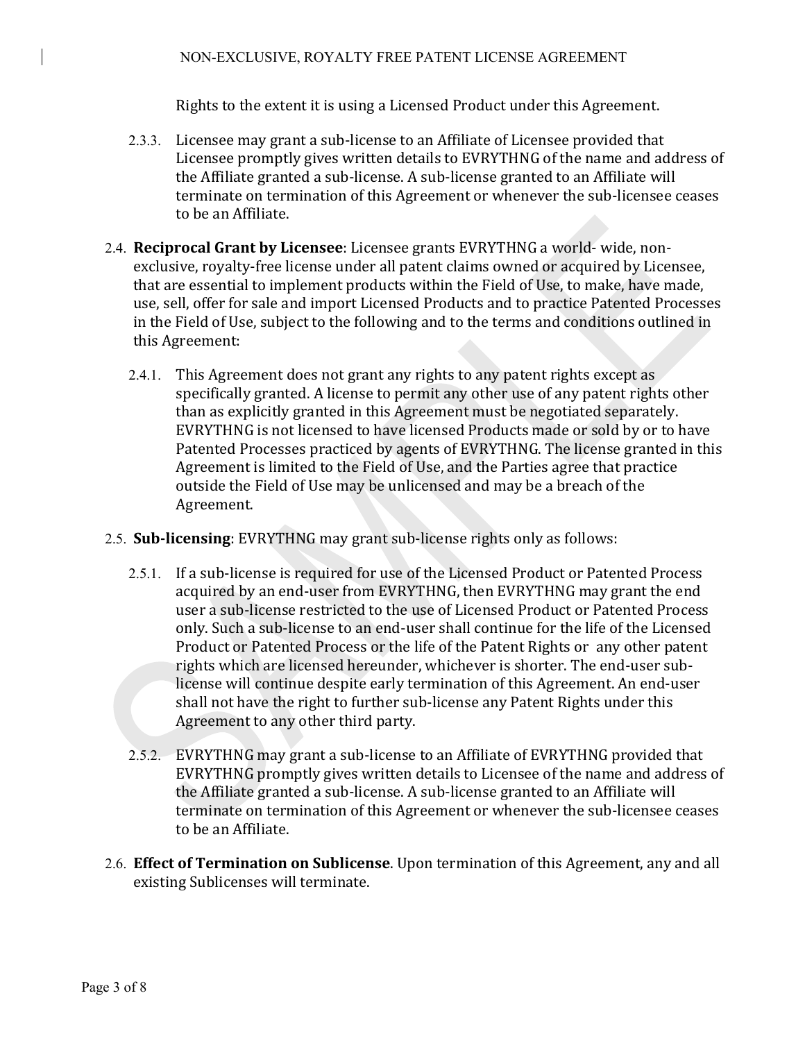Rights to the extent it is using a Licensed Product under this Agreement.

2.3.3. Licensee may grant a sub-license to an Affiliate of Licensee provided that Licensee promptly gives written details to EVRYTHNG of the name and address of the Affiliate granted a sub-license. A sub-license granted to an Affiliate will terminate on termination of this Agreement or whenever the sub-licensee ceases to be an Affiliate.

2.4. **Reciprocal Grant by Licensee**: Licensee grants EVRYTHNG a world- wide, non-exclusive, royalty-free license under all patent claims owned or acquired by Licensee, that are essential to implement products within the Field of Use, to make, have made, use, sell, offer for sale and import Licensed Products and to practice Patented Processes in the Field of Use, subject to the following and to the terms and conditions outlined in this Agreement:

2.4.1. This Agreement does not grant any rights to any patent rights except as specifically granted. A license to permit any other use of any patent rights other than as explicitly granted in this Agreement must be negotiated separately. EVRYTHNG is not licensed to have licensed Products made or sold by or to have Patented Processes practiced by agents of EVRYTHNG. The license granted in this Agreement is limited to the Field of Use, and the Parties agree that practice outside the Field of Use may be unlicensed and may be a breach of the Agreement.

2.5. **Sub-licensing**: EVRYTHNG may grant sub-license rights only as follows:

2.5.1. If a sub-license is required for use of the Licensed Product or Patented Process acquired by an end-user from EVRYTHNG, then EVRYTHNG may grant the end user a sub-license restricted to the use of Licensed Product or Patented Process only. Such a sub-license to an end-user shall continue for the life of the Licensed Product or Patented Process or the life of the Patent Rights or any other patent rights which are licensed hereunder, whichever is shorter. The end-user sub-license will continue despite early termination of this Agreement. An end-user shall not have the right to further sub-license any Patent Rights under this Agreement to any other third party.

2.5.2. EVRYTHNG may grant a sub-license to an Affiliate of EVRYTHNG provided that EVRYTHNG promptly gives written details to Licensee of the name and address of the Affiliate granted a sub-license. A sub-license granted to an Affiliate will terminate on termination of this Agreement or whenever the sub-licensee ceases to be an Affiliate.

2.6. **Effect of Termination on Sublicense**. Upon termination of this Agreement, any and all existing Sublicenses will terminate.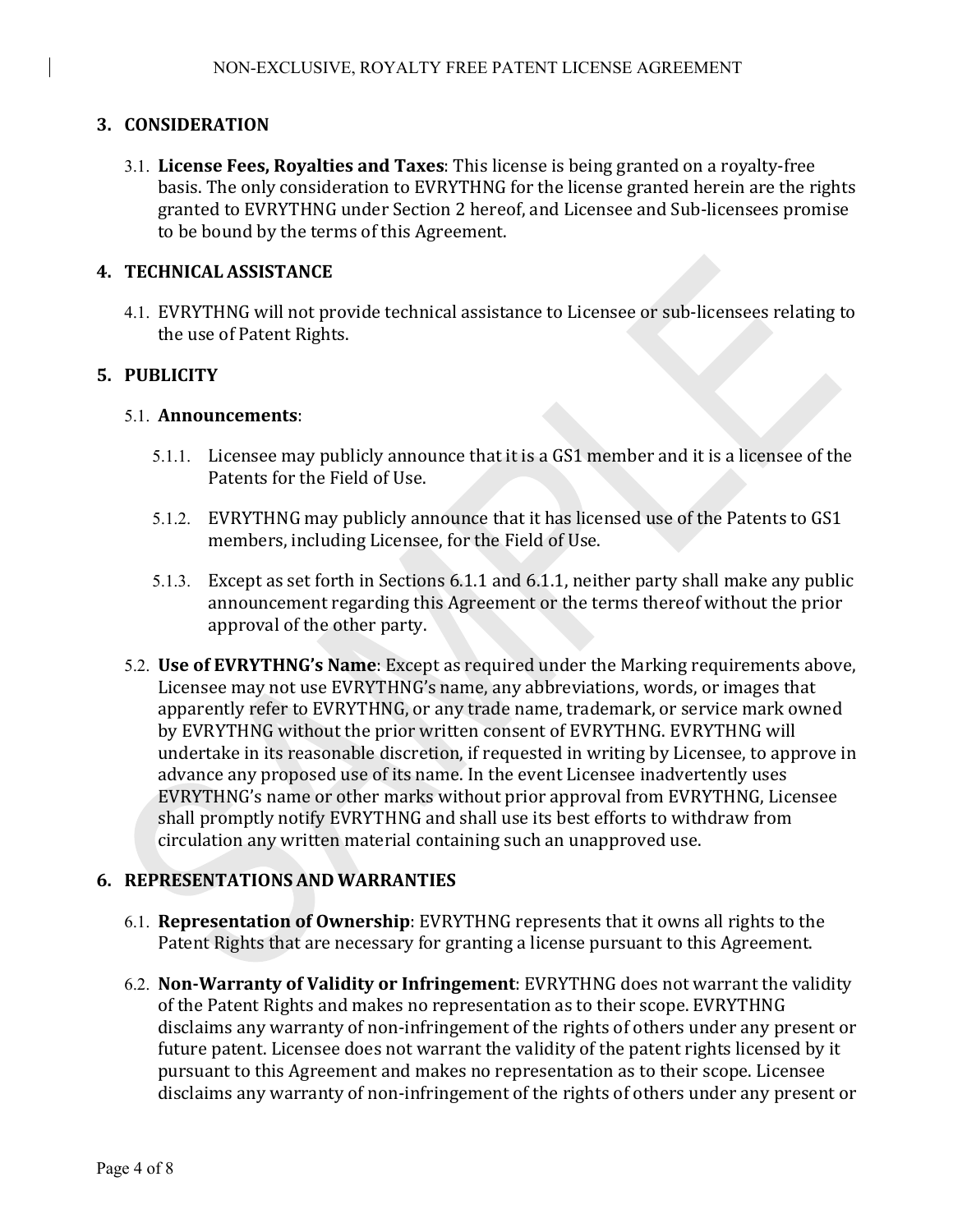## 3. CONSIDERATION

3.1. **License Fees, Royalties and Taxes**: This license is being granted on a royalty-free basis. The only consideration to EVRYTHNG for the license granted herein are the rights granted to EVRYTHNG under Section 2 hereof, and Licensee and Sub-licensees promise to be bound by the terms of this Agreement.

## 4. TECHNICAL ASSISTANCE

4.1. EVRYTHNG will not provide technical assistance to Licensee or sub-licensees relating to the use of Patent Rights.

## 5. PUBLICITY

5.1. **Announcements**:

5.1.1. Licensee may publicly announce that it is a GS1 member and it is a licensee of the Patents for the Field of Use.

5.1.2. EVRYTHNG may publicly announce that it has licensed use of the Patents to GS1 members, including Licensee, for the Field of Use.

5.1.3. Except as set forth in Sections 6.1.1 and 6.1.1, neither party shall make any public announcement regarding this Agreement or the terms thereof without the prior approval of the other party.

5.2. **Use of EVRYTHNG's Name**: Except as required under the Marking requirements above, Licensee may not use EVRYTHNG's name, any abbreviations, words, or images that apparently refer to EVRYTHNG, or any trade name, trademark, or service mark owned by EVRYTHNG without the prior written consent of EVRYTHNG. EVRYTHNG will undertake in its reasonable discretion, if requested in writing by Licensee, to approve in advance any proposed use of its name. In the event Licensee inadvertently uses EVRYTHNG's name or other marks without prior approval from EVRYTHNG, Licensee shall promptly notify EVRYTHNG and shall use its best efforts to withdraw from circulation any written material containing such an unapproved use.

## 6. REPRESENTATIONS AND WARRANTIES

6.1. **Representation of Ownership**: EVRYTHNG represents that it owns all rights to the Patent Rights that are necessary for granting a license pursuant to this Agreement.

6.2. **Non-Warranty of Validity or Infringement**: EVRYTHNG does not warrant the validity of the Patent Rights and makes no representation as to their scope. EVRYTHNG disclaims any warranty of non-infringement of the rights of others under any present or future patent. Licensee does not warrant the validity of the patent rights licensed by it pursuant to this Agreement and makes no representation as to their scope. Licensee disclaims any warranty of non-infringement of the rights of others under any present or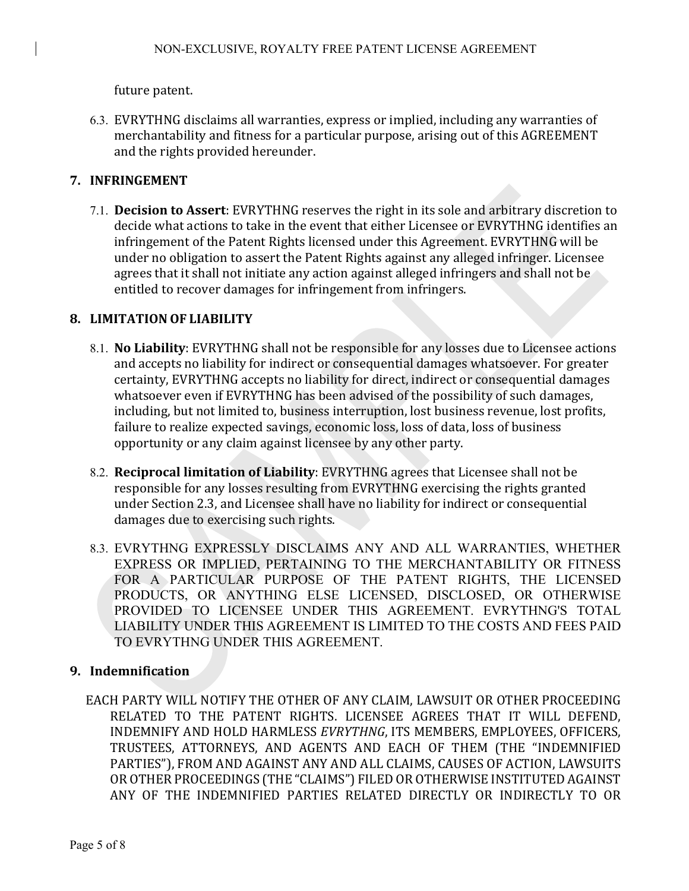future patent.

6.3. EVRYTHNG disclaims all warranties, express or implied, including any warranties of merchantability and fitness for a particular purpose, arising out of this AGREEMENT and the rights provided hereunder.

## 7. INFRINGEMENT

7.1. **Decision to Assert**: EVRYTHNG reserves the right in its sole and arbitrary discretion to decide what actions to take in the event that either Licensee or EVRYTHNG identifies an infringement of the Patent Rights licensed under this Agreement. EVRYTHNG will be under no obligation to assert the Patent Rights against any alleged infringer. Licensee agrees that it shall not initiate any action against alleged infringers and shall not be entitled to recover damages for infringement from infringers.

## 8. LIMITATION OF LIABILITY

8.1. **No Liability**: EVRYTHNG shall not be responsible for any losses due to Licensee actions and accepts no liability for indirect or consequential damages whatsoever. For greater certainty, EVRYTHNG accepts no liability for direct, indirect or consequential damages whatsoever even if EVRYTHNG has been advised of the possibility of such damages, including, but not limited to, business interruption, lost business revenue, lost profits, failure to realize expected savings, economic loss, loss of data, loss of business opportunity or any claim against licensee by any other party.

8.2. **Reciprocal limitation of Liability**: EVRYTHNG agrees that Licensee shall not be responsible for any losses resulting from EVRYTHNG exercising the rights granted under Section 2.3, and Licensee shall have no liability for indirect or consequential damages due to exercising such rights.

8.3. EVRYTHNG EXPRESSLY DISCLAIMS ANY AND ALL WARRANTIES, WHETHER EXPRESS OR IMPLIED, PERTAINING TO THE MERCHANTABILITY OR FITNESS FOR A PARTICULAR PURPOSE OF THE PATENT RIGHTS, THE LICENSED PRODUCTS, OR ANYTHING ELSE LICENSED, DISCLOSED, OR OTHERWISE PROVIDED TO LICENSEE UNDER THIS AGREEMENT. EVRYTHNG'S TOTAL LIABILITY UNDER THIS AGREEMENT IS LIMITED TO THE COSTS AND FEES PAID TO EVRYTHNG UNDER THIS AGREEMENT.

## 9. Indemnification

EACH PARTY WILL NOTIFY THE OTHER OF ANY CLAIM, LAWSUIT OR OTHER PROCEEDING RELATED TO THE PATENT RIGHTS. LICENSEE AGREES THAT IT WILL DEFEND, INDEMNIFY AND HOLD HARMLESS *EVRYTHNG*, ITS MEMBERS, EMPLOYEES, OFFICERS, TRUSTEES, ATTORNEYS, AND AGENTS AND EACH OF THEM (THE "INDEMNIFIED PARTIES"), FROM AND AGAINST ANY AND ALL CLAIMS, CAUSES OF ACTION, LAWSUITS OR OTHER PROCEEDINGS (THE "CLAIMS") FILED OR OTHERWISE INSTITUTED AGAINST ANY OF THE INDEMNIFIED PARTIES RELATED DIRECTLY OR INDIRECTLY TO OR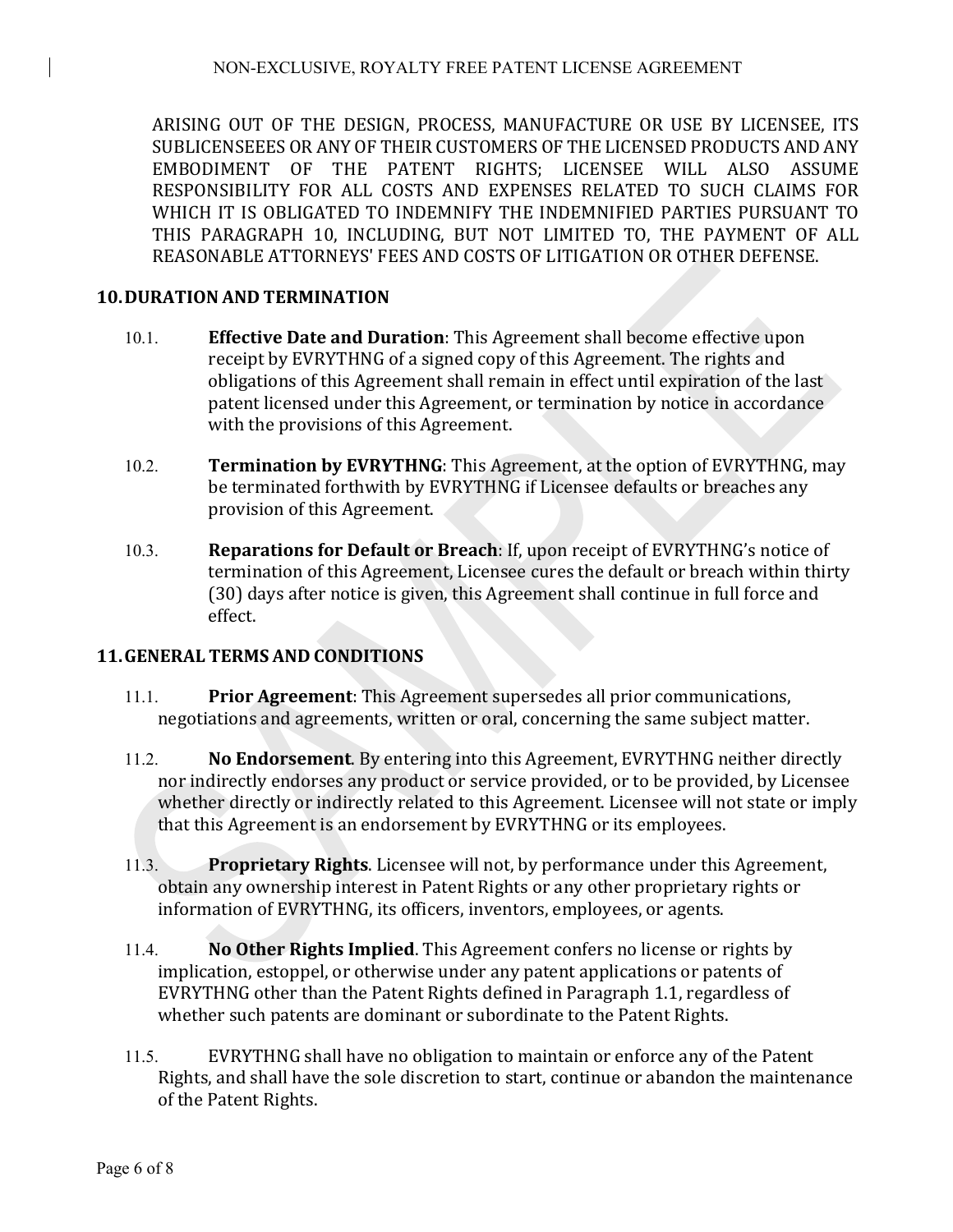ARISING OUT OF THE DESIGN, PROCESS, MANUFACTURE OR USE BY LICENSEE, ITS SUBLICENSEEES OR ANY OF THEIR CUSTOMERS OF THE LICENSED PRODUCTS AND ANY EMBODIMENT OF THE PATENT RIGHTS; LICENSEE WILL ALSO ASSUME RESPONSIBILITY FOR ALL COSTS AND EXPENSES RELATED TO SUCH CLAIMS FOR WHICH IT IS OBLIGATED TO INDEMNIFY THE INDEMNIFIED PARTIES PURSUANT TO THIS PARAGRAPH 10, INCLUDING, BUT NOT LIMITED TO, THE PAYMENT OF ALL REASONABLE ATTORNEYS' FEES AND COSTS OF LITIGATION OR OTHER DEFENSE.

## 10. DURATION AND TERMINATION

10.1. **Effective Date and Duration**: This Agreement shall become effective upon receipt by EVRYTHNG of a signed copy of this Agreement. The rights and obligations of this Agreement shall remain in effect until expiration of the last patent licensed under this Agreement, or termination by notice in accordance with the provisions of this Agreement.

10.2. **Termination by EVRYTHNG**: This Agreement, at the option of EVRYTHNG, may be terminated forthwith by EVRYTHNG if Licensee defaults or breaches any provision of this Agreement.

10.3. **Reparations for Default or Breach**: If, upon receipt of EVRYTHNG's notice of termination of this Agreement, Licensee cures the default or breach within thirty (30) days after notice is given, this Agreement shall continue in full force and effect.

## 11. GENERAL TERMS AND CONDITIONS

11.1. **Prior Agreement**: This Agreement supersedes all prior communications, negotiations and agreements, written or oral, concerning the same subject matter.

11.2. **No Endorsement**. By entering into this Agreement, EVRYTHNG neither directly nor indirectly endorses any product or service provided, or to be provided, by Licensee whether directly or indirectly related to this Agreement. Licensee will not state or imply that this Agreement is an endorsement by EVRYTHNG or its employees.

11.3. **Proprietary Rights**. Licensee will not, by performance under this Agreement, obtain any ownership interest in Patent Rights or any other proprietary rights or information of EVRYTHNG, its officers, inventors, employees, or agents.

11.4. **No Other Rights Implied**. This Agreement confers no license or rights by implication, estoppel, or otherwise under any patent applications or patents of EVRYTHNG other than the Patent Rights defined in Paragraph 1.1, regardless of whether such patents are dominant or subordinate to the Patent Rights.

11.5. EVRYTHNG shall have no obligation to maintain or enforce any of the Patent Rights, and shall have the sole discretion to start, continue or abandon the maintenance of the Patent Rights.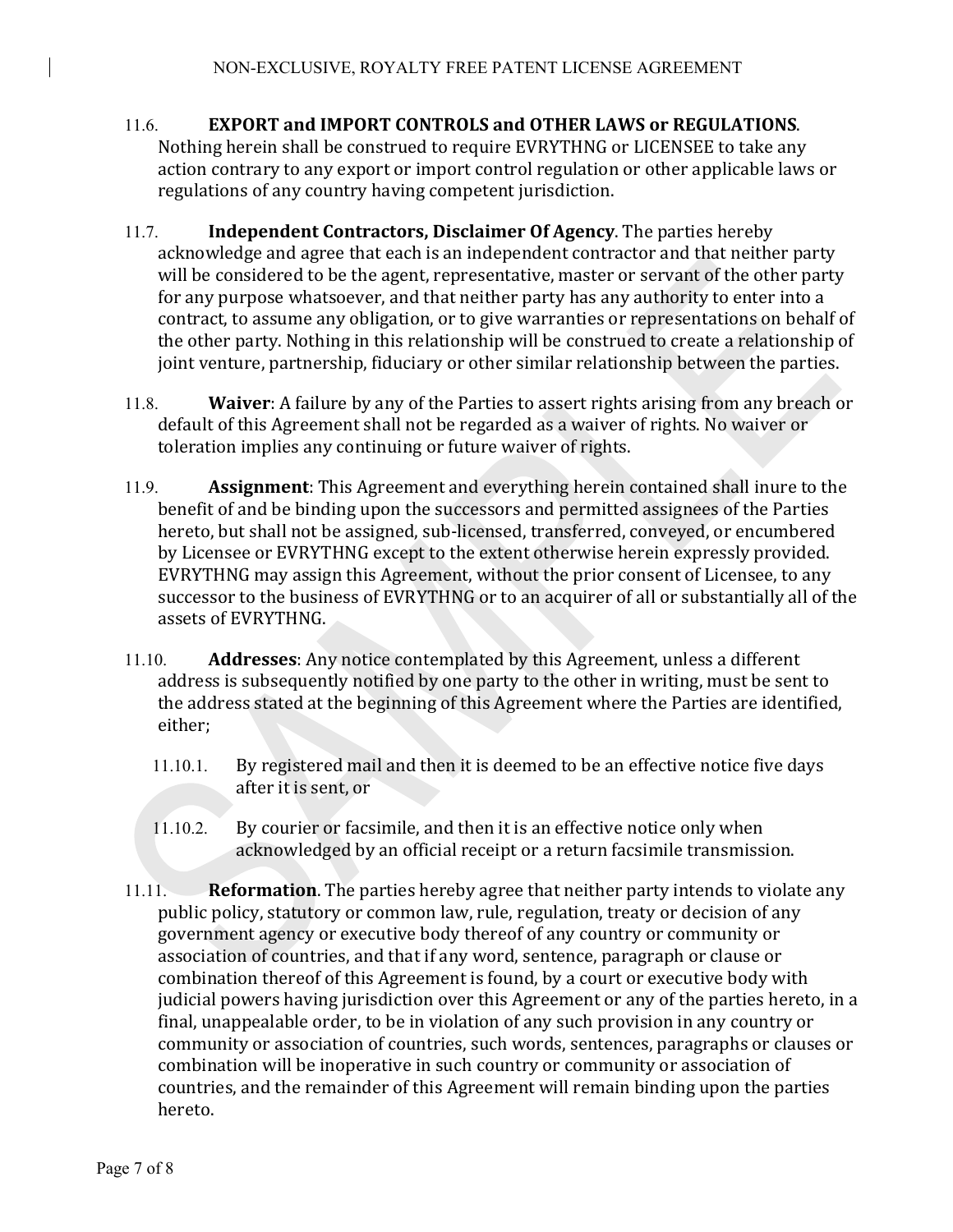11.6. **EXPORT and IMPORT CONTROLS and OTHER LAWS or REGULATIONS**. Nothing herein shall be construed to require EVRYTHNG or LICENSEE to take any action contrary to any export or import control regulation or other applicable laws or regulations of any country having competent jurisdiction.

11.7. **Independent Contractors, Disclaimer Of Agency**. The parties hereby acknowledge and agree that each is an independent contractor and that neither party will be considered to be the agent, representative, master or servant of the other party for any purpose whatsoever, and that neither party has any authority to enter into a contract, to assume any obligation, or to give warranties or representations on behalf of the other party. Nothing in this relationship will be construed to create a relationship of joint venture, partnership, fiduciary or other similar relationship between the parties.

11.8. **Waiver**: A failure by any of the Parties to assert rights arising from any breach or default of this Agreement shall not be regarded as a waiver of rights. No waiver or toleration implies any continuing or future waiver of rights.

11.9. **Assignment**: This Agreement and everything herein contained shall inure to the benefit of and be binding upon the successors and permitted assignees of the Parties hereto, but shall not be assigned, sub-licensed, transferred, conveyed, or encumbered by Licensee or EVRYTHNG except to the extent otherwise herein expressly provided. EVRYTHNG may assign this Agreement, without the prior consent of Licensee, to any successor to the business of EVRYTHNG or to an acquirer of all or substantially all of the assets of EVRYTHNG.

11.10. **Addresses**: Any notice contemplated by this Agreement, unless a different address is subsequently notified by one party to the other in writing, must be sent to the address stated at the beginning of this Agreement where the Parties are identified, either;

11.10.1. By registered mail and then it is deemed to be an effective notice five days after it is sent, or

11.10.2. By courier or facsimile, and then it is an effective notice only when acknowledged by an official receipt or a return facsimile transmission.

11.11. **Reformation**. The parties hereby agree that neither party intends to violate any public policy, statutory or common law, rule, regulation, treaty or decision of any government agency or executive body thereof of any country or community or association of countries, and that if any word, sentence, paragraph or clause or combination thereof of this Agreement is found, by a court or executive body with judicial powers having jurisdiction over this Agreement or any of the parties hereto, in a final, unappealable order, to be in violation of any such provision in any country or community or association of countries, such words, sentences, paragraphs or clauses or combination will be inoperative in such country or community or association of countries, and the remainder of this Agreement will remain binding upon the parties hereto.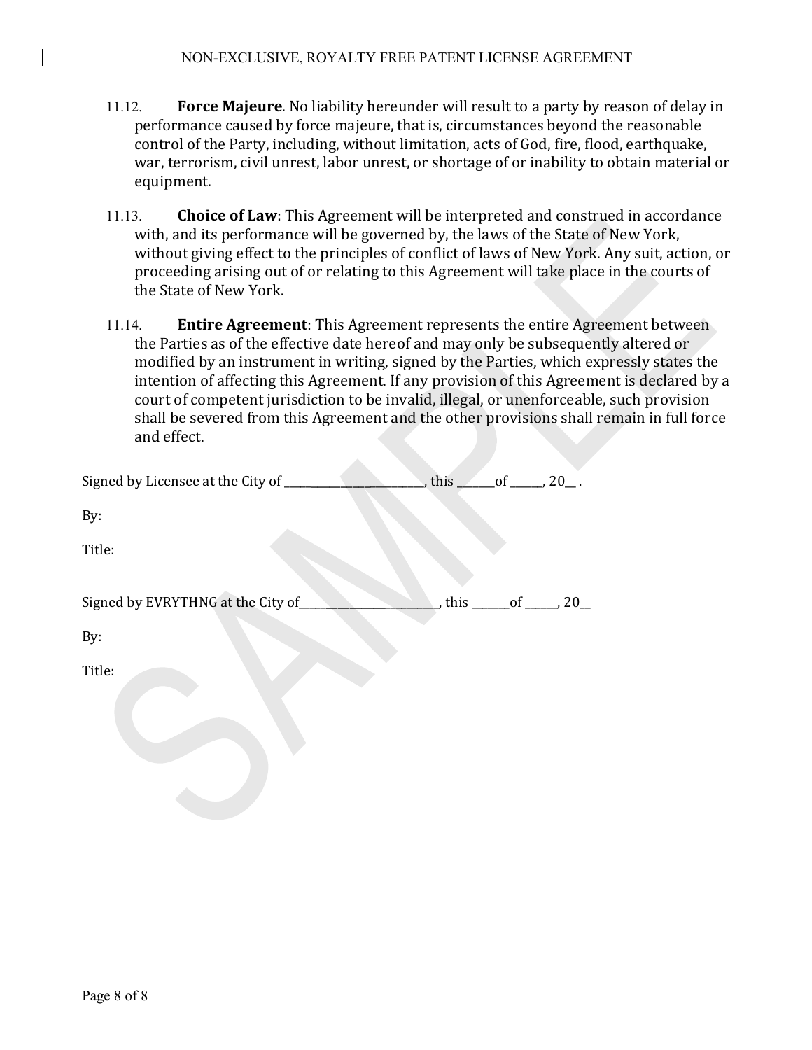11.12. **Force Majeure**. No liability hereunder will result to a party by reason of delay in performance caused by force majeure, that is, circumstances beyond the reasonable control of the Party, including, without limitation, acts of God, fire, flood, earthquake, war, terrorism, civil unrest, labor unrest, or shortage of or inability to obtain material or equipment.

11.13. **Choice of Law**: This Agreement will be interpreted and construed in accordance with, and its performance will be governed by, the laws of the State of New York, without giving effect to the principles of conflict of laws of New York. Any suit, action, or proceeding arising out of or relating to this Agreement will take place in the courts of the State of New York.

11.14. **Entire Agreement**: This Agreement represents the entire Agreement between the Parties as of the effective date hereof and may only be subsequently altered or modified by an instrument in writing, signed by the Parties, which expressly states the intention of affecting this Agreement. If any provision of this Agreement is declared by a court of competent jurisdiction to be invalid, illegal, or unenforceable, such provision shall be severed from this Agreement and the other provisions shall remain in full force and effect.

Signed by Licensee at the City of ______________________, this ______of _____, 20__ .

By:

Title:

Signed by EVRYTHNG at the City of______________________, this ______of _____, 20__

By:

Title: